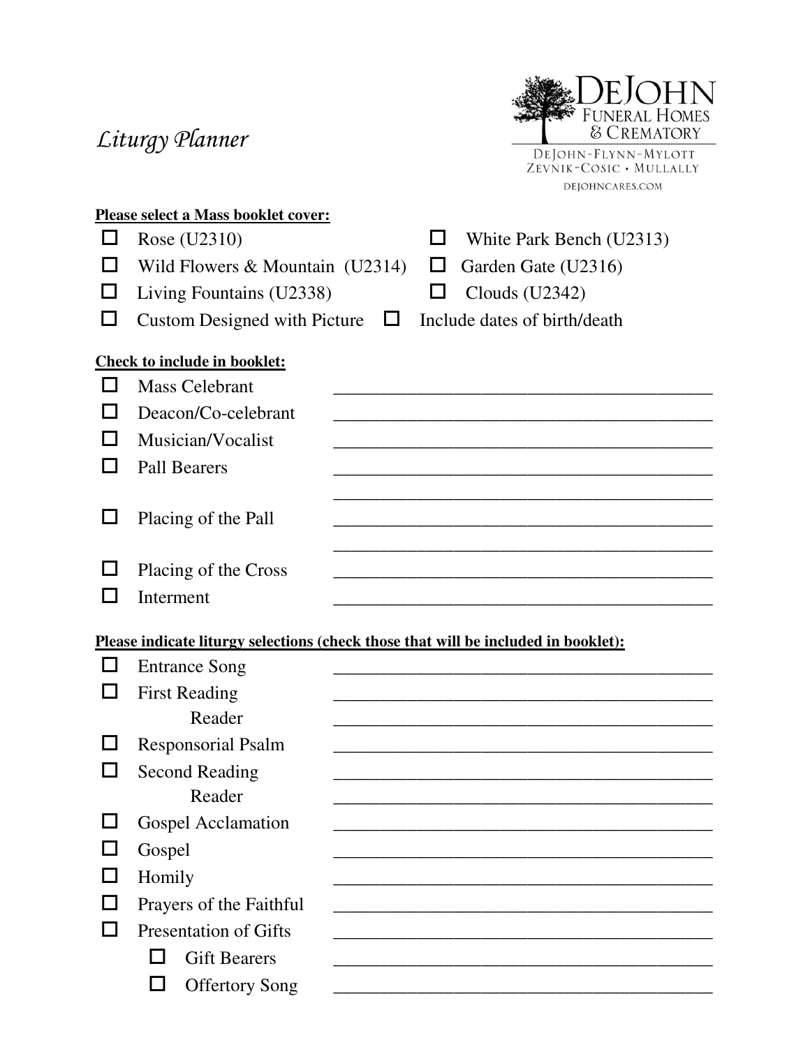# Liturgy Planner

DeJohn Funeral Homes & Crematory
DeJohn-Flynn-Mylott
Zevnik-Cosic • Mullally
DEJOHNCARES.COM

**Please select a Mass booklet cover:**

- ☐ Rose (U2310)
- ☐ White Park Bench (U2313)
- ☐ Wild Flowers & Mountain (U2314)
- ☐ Garden Gate (U2316)
- ☐ Living Fountains (U2338)
- ☐ Clouds (U2342)
- ☐ Custom Designed with Picture
- ☐ Include dates of birth/death

**Check to include in booklet:**

- ☐ Mass Celebrant ____________________
- ☐ Deacon/Co-celebrant ____________________
- ☐ Musician/Vocalist ____________________
- ☐ Pall Bearers ____________________
  ____________________
- ☐ Placing of the Pall ____________________
  ____________________
- ☐ Placing of the Cross ____________________
- ☐ Interment ____________________

**Please indicate liturgy selections (check those that will be included in booklet):**

- ☐ Entrance Song ____________________
- ☐ First Reading ____________________
  - Reader ____________________
- ☐ Responsorial Psalm ____________________
- ☐ Second Reading ____________________
  - Reader ____________________
- ☐ Gospel Acclamation ____________________
- ☐ Gospel ____________________
- ☐ Homily ____________________
- ☐ Prayers of the Faithful ____________________
- ☐ Presentation of Gifts ____________________
  - ☐ Gift Bearers ____________________
  - ☐ Offertory Song ____________________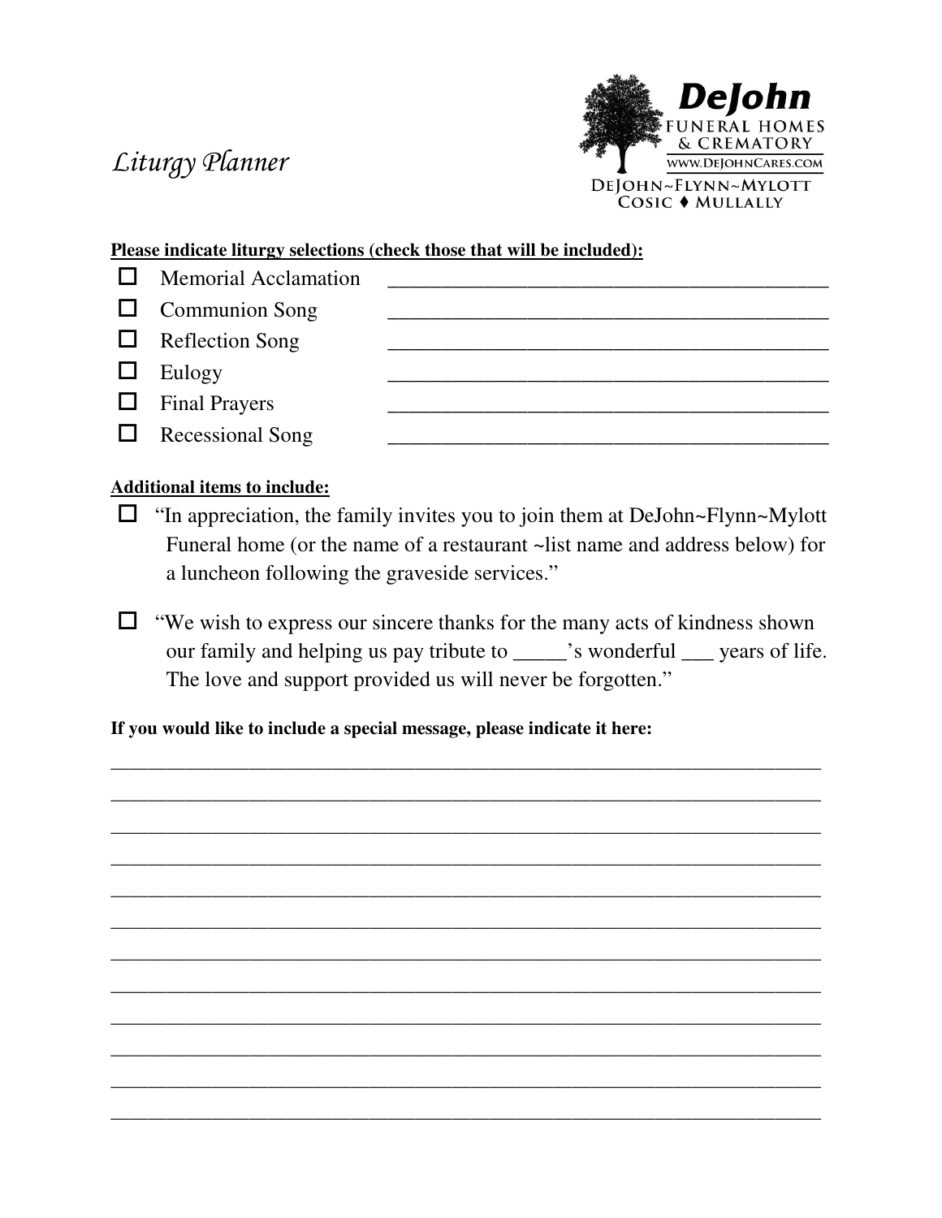# *Liturgy Planner*

**DeJohn**
FUNERAL HOMES & CREMATORY
WWW.DEJOHNCARES.COM
DEJOHN~FLYNN~MYLOTT
COSIC ♦ MULLALLY

**Please indicate liturgy selections (check those that will be included):**

- ☐ Memorial Acclamation ___________________________________________
- ☐ Communion Song ___________________________________________
- ☐ Reflection Song ___________________________________________
- ☐ Eulogy ___________________________________________
- ☐ Final Prayers ___________________________________________
- ☐ Recessional Song ___________________________________________

**Additional items to include:**

☐ "In appreciation, the family invites you to join them at DeJohn~Flynn~Mylott Funeral home (or the name of a restaurant ~list name and address below) for a luncheon following the graveside services."

☐ "We wish to express our sincere thanks for the many acts of kindness shown our family and helping us pay tribute to _____'s wonderful ___ years of life. The love and support provided us will never be forgotten."

**If you would like to include a special message, please indicate it here:**

______________________________________________________________________

______________________________________________________________________

______________________________________________________________________

______________________________________________________________________

______________________________________________________________________

______________________________________________________________________

______________________________________________________________________

______________________________________________________________________

______________________________________________________________________

______________________________________________________________________

______________________________________________________________________

______________________________________________________________________